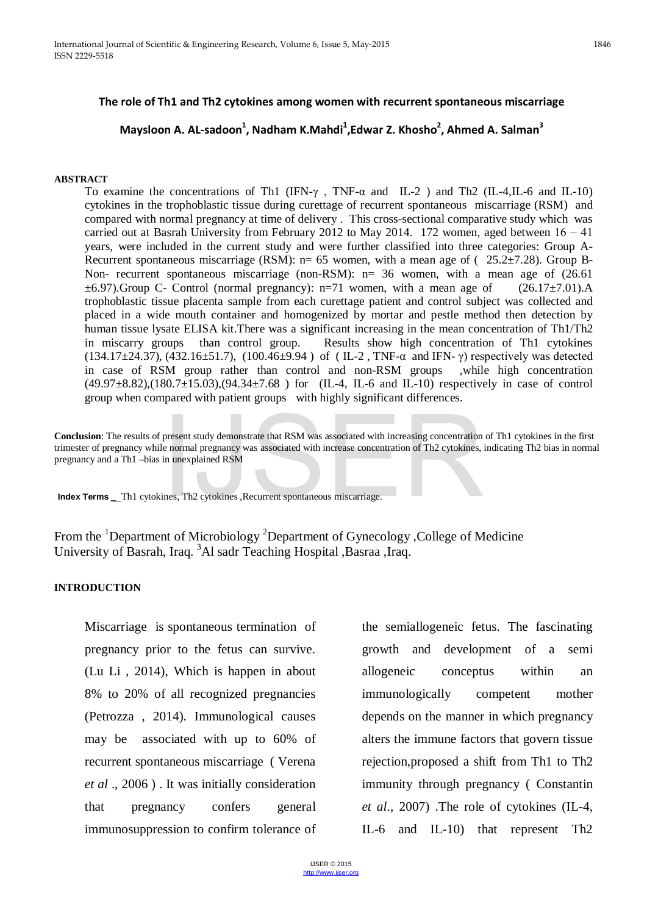# The role of Th1 and Th2 cytokines among women with recurrent spontaneous miscarriage

**Maysloon A. AL-sadoon[1], Nadham K.Mahdi[1],Edwar Z. Khosho[2], Ahmed A. Salman[3]**

## ABSTRACT

To examine the concentrations of Th1 (IFN-γ , TNF-α and IL-2 ) and Th2 (IL-4,IL-6 and IL-10) cytokines in the trophoblastic tissue during curettage of recurrent spontaneous miscarriage (RSM) and compared with normal pregnancy at time of delivery . This cross-sectional comparative study which was carried out at Basrah University from February 2012 to May 2014. 172 women, aged between 16 − 41 years, were included in the current study and were further classified into three categories: Group A- Recurrent spontaneous miscarriage (RSM): n= 65 women, with a mean age of ( 25.2±7.28). Group B- Non- recurrent spontaneous miscarriage (non-RSM): n= 36 women, with a mean age of (26.61 ±6.97).Group C- Control (normal pregnancy): n=71 women, with a mean age of (26.17±7.01).A trophoblastic tissue placenta sample from each curettage patient and control subject was collected and placed in a wide mouth container and homogenized by mortar and pestle method then detection by human tissue lysate ELISA kit.There was a significant increasing in the mean concentration of Th1/Th2 in miscarry groups than control group. Results show high concentration of Th1 cytokines (134.17±24.37), (432.16±51.7), (100.46±9.94 ) of ( IL-2 , TNF-α and IFN- γ) respectively was detected in case of RSM group rather than control and non-RSM groups ,while high concentration (49.97±8.82),(180.7±15.03),(94.34±7.68 ) for (IL-4, IL-6 and IL-10) respectively in case of control group when compared with patient groups with highly significant differences.

**Conclusion**: The results of present study demonstrate that RSM was associated with increasing concentration of Th1 cytokines in the first trimester of pregnancy while normal pregnancy was associated with increase concentration of Th2 cytokines, indicating Th2 bias in normal pregnancy and a Th1 –bias in unexplained RSM

**Index Terms** __Th1 cytokines, Th2 cytokines ,Recurrent spontaneous miscarriage.

From the [1]Department of Microbiology [2]Department of Gynecology ,College of Medicine University of Basrah, Iraq. [3]Al sadr Teaching Hospital ,Basraa ,Iraq.

## INTRODUCTION

Miscarriage is spontaneous termination of pregnancy prior to the fetus can survive. (Lu Li , 2014), Which is happen in about 8% to 20% of all recognized pregnancies (Petrozza , 2014). Immunological causes may be associated with up to 60% of recurrent spontaneous miscarriage ( Verena *et al* ., 2006 ) . It was initially consideration that pregnancy confers general immunosuppression to confirm tolerance of the semiallogeneic fetus. The fascinating growth and development of a semi allogeneic conceptus within an immunologically competent mother depends on the manner in which pregnancy alters the immune factors that govern tissue rejection,proposed a shift from Th1 to Th2 immunity through pregnancy ( Constantin *et al*., 2007) .The role of cytokines (IL-4, IL-6 and IL-10) that represent Th2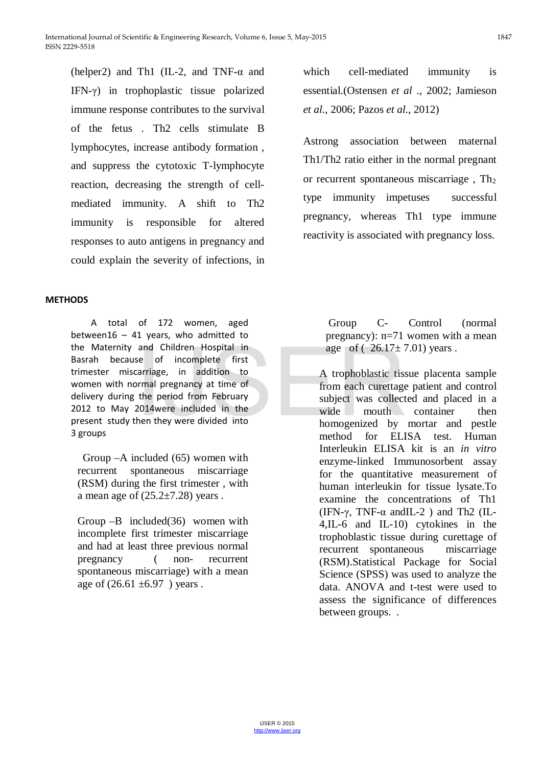(helper2) and Th1 (IL-2, and TNF-α and IFN-γ) in trophoplastic tissue polarized immune response contributes to the survival of the fetus . Th2 cells stimulate B lymphocytes, increase antibody formation , and suppress the cytotoxic T-lymphocyte reaction, decreasing the strength of cell-mediated immunity. A shift to Th2 immunity is responsible for altered responses to auto antigens in pregnancy and could explain the severity of infections, in which cell-mediated immunity is essential.(Ostensen *et al* ., 2002; Jamieson *et al.*, 2006; Pazos *et al.*, 2012)

Astrong association between maternal Th1/Th2 ratio either in the normal pregnant or recurrent spontaneous miscarriage , $Th_2$ type immunity impetuses successful pregnancy, whereas Th1 type immune reactivity is associated with pregnancy loss.

## METHODS

A total of 172 women, aged between16 – 41 years, who admitted to the Maternity and Children Hospital in Basrah because of incomplete first trimester miscarriage, in addition to women with normal pregnancy at time of delivery during the period from February 2012 to May 2014were included in the present study then they were divided into 3 groups

Group –A included (65) women with recurrent spontaneous miscarriage (RSM) during the first trimester , with a mean age of (25.2±7.28) years .

Group –B included(36) women with incomplete first trimester miscarriage and had at least three previous normal pregnancy ( non- recurrent spontaneous miscarriage) with a mean age of (26.61 ±6.97 ) years .

Group C- Control (normal pregnancy): n=71 women with a mean age of ( 26.17± 7.01) years .

A trophoblastic tissue placenta sample from each curettage patient and control subject was collected and placed in a wide mouth container then homogenized by mortar and pestle method for ELISA test. Human Interleukin ELISA kit is an *in vitro* enzyme-linked Immunosorbent assay for the quantitative measurement of human interleukin for tissue lysate.To examine the concentrations of Th1 (IFN-γ, TNF-α andIL-2 ) and Th2 (IL-4,IL-6 and IL-10) cytokines in the trophoblastic tissue during curettage of recurrent spontaneous miscarriage (RSM).Statistical Package for Social Science (SPSS) was used to analyze the data. ANOVA and t-test were used to assess the significance of differences between groups. .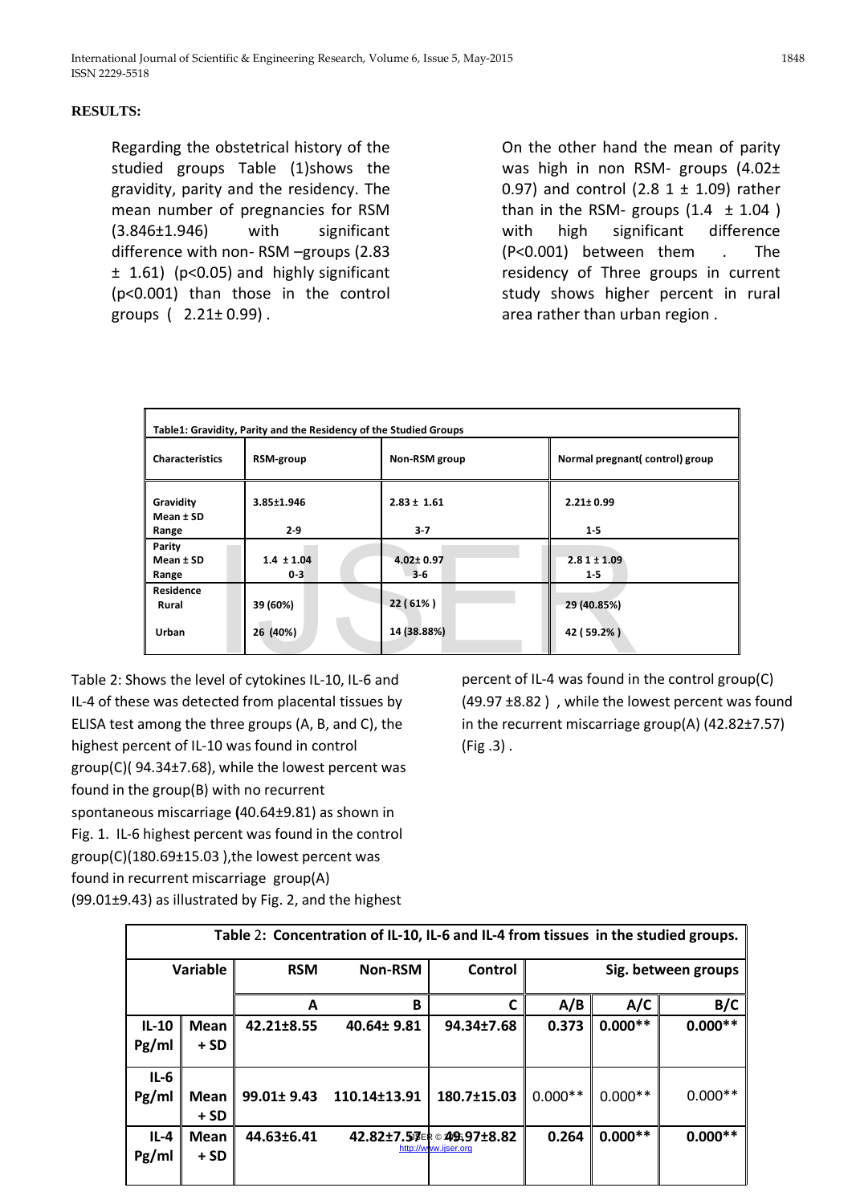**RESULTS:**

Regarding the obstetrical history of the studied groups Table (1)shows the gravidity, parity and the residency. The mean number of pregnancies for RSM (3.846±1.946) with significant difference with non- RSM –groups (2.83 ± 1.61) (p<0.05) and highly significant (p<0.001) than those in the control groups ( 2.21± 0.99) .

On the other hand the mean of parity was high in non RSM- groups (4.02± 0.97) and control (2.8 1 ± 1.09) rather than in the RSM- groups (1.4 ± 1.04 ) with high significant difference (P<0.001) between them . The residency of Three groups in current study shows higher percent in rural area rather than urban region .

| Table1: Gravidity, Parity and the Residency of the Studied Groups | | | |
|---|---|---|---|
| Characteristics | RSM-group | Non-RSM group | Normal pregnant( control) group |
| Gravidity<br>Mean ± SD<br>Range | 3.85±1.946<br><br>2-9 | 2.83 ± 1.61<br><br>3-7 | 2.21± 0.99<br><br>1-5 |
| Parity<br>Mean ± SD<br>Range | 1.4 ± 1.04<br>0-3 | 4.02± 0.97<br>3-6 | 2.8 1 ± 1.09<br>1-5 |
| Residence<br>Rural<br><br>Urban | 39 (60%)<br><br>26 (40%) | 22 ( 61% )<br><br>14 (38.88%) | 29 (40.85%)<br><br>42 ( 59.2% ) |

Table 2: Shows the level of cytokines IL-10, IL-6 and IL-4 of these was detected from placental tissues by ELISA test among the three groups (A, B, and C), the highest percent of IL-10 was found in control group(C)( 94.34±7.68), while the lowest percent was found in the group(B) with no recurrent spontaneous miscarriage **(**40.64±9.81) as shown in Fig. 1. IL-6 highest percent was found in the control group(C)(180.69±15.03 ),the lowest percent was found in recurrent miscarriage group(A) (99.01±9.43) as illustrated by Fig. 2, and the highest percent of IL-4 was found in the control group(C) (49.97 ±8.82 ) , while the lowest percent was found in the recurrent miscarriage group(A) (42.82±7.57) (Fig .3) .

| **Table 2: Concentration of IL-10, IL-6 and IL-4 from tissues in the studied groups.** | | | | | | | |
|---|---|---|---|---|---|---|---|
| **Variable** | | **RSM** | **Non-RSM** | **Control** | **Sig. between groups** | | |
| | | **A** | **B** | **C** | **A/B** | **A/C** | **B/C** |
| **IL-10 Pg/ml** | **Mean + SD** | **42.21±8.55** | **40.64± 9.81** | **94.34±7.68** | **0.373** | **0.000\*\*** | **0.000\*\*** |
| **IL-6 Pg/ml** | **Mean + SD** | **99.01± 9.43** | **110.14±13.91** | **180.7±15.03** | 0.000** | 0.000** | 0.000** |
| **IL-4 Pg/ml** | **Mean + SD** | **44.63±6.41** | **42.82±7.57** | **49.97±8.82** | **0.264** | **0.000\*\*** | **0.000\*\*** |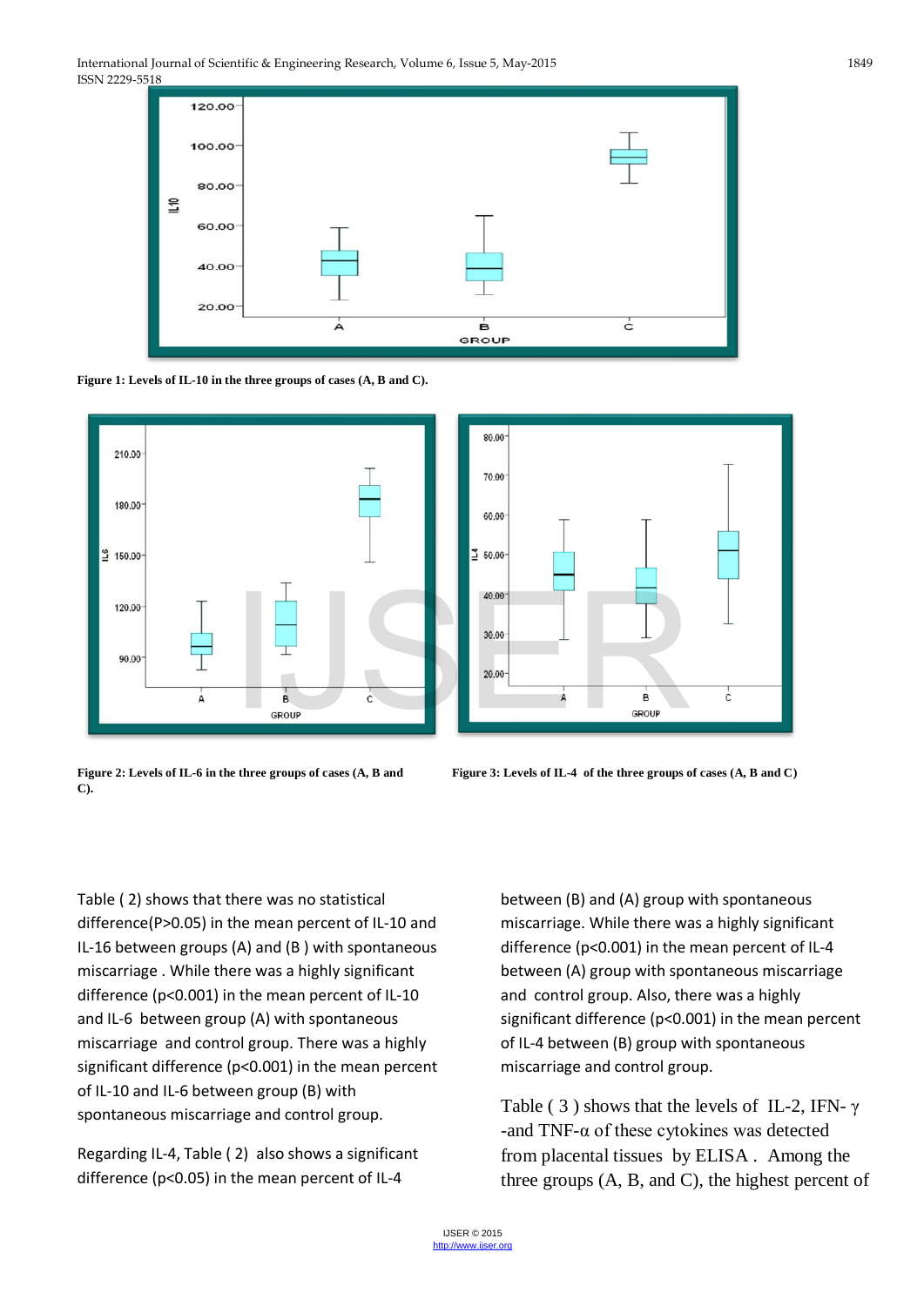Figure 1: Levels of IL-10 in the three groups of cases (A, B and C).

Figure 2: Levels of IL-6 in the three groups of cases (A, B and C).

Figure 3: Levels of IL-4 of the three groups of cases (A, B and C)

Table ( 2) shows that there was no statistical difference(P>0.05) in the mean percent of IL-10 and IL-16 between groups (A) and (B ) with spontaneous miscarriage . While there was a highly significant difference (p<0.001) in the mean percent of IL-10 and IL-6 between group (A) with spontaneous miscarriage and control group. There was a highly significant difference (p<0.001) in the mean percent of IL-10 and IL-6 between group (B) with spontaneous miscarriage and control group.

Regarding IL-4, Table ( 2) also shows a significant difference (p<0.05) in the mean percent of IL-4 between (B) and (A) group with spontaneous miscarriage. While there was a highly significant difference (p<0.001) in the mean percent of IL-4 between (A) group with spontaneous miscarriage and control group. Also, there was a highly significant difference (p<0.001) in the mean percent of IL-4 between (B) group with spontaneous miscarriage and control group.

Table ( 3 ) shows that the levels of IL-2, IFN- γ -and TNF-α of these cytokines was detected from placental tissues by ELISA . Among the three groups (A, B, and C), the highest percent of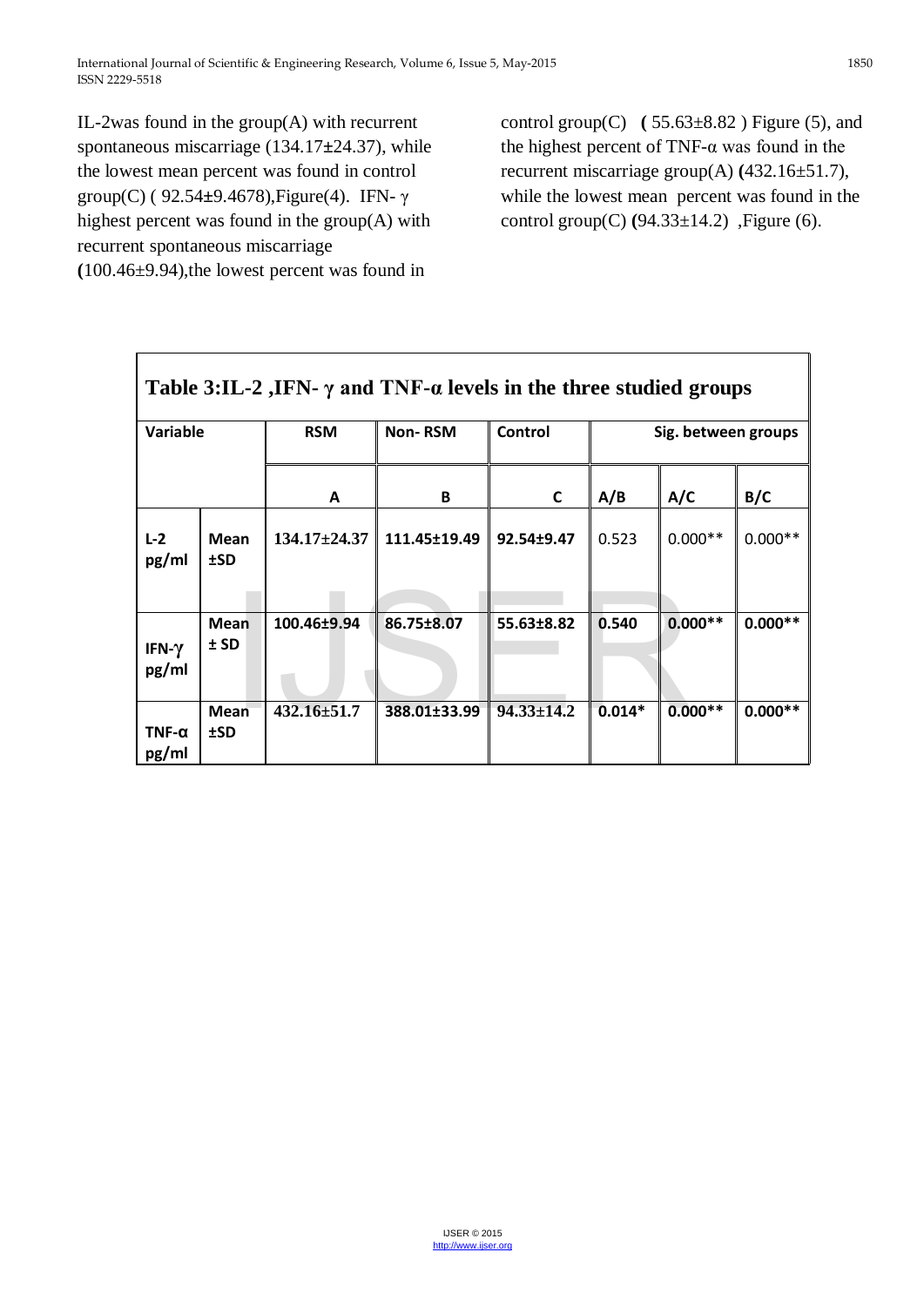IL-2was found in the group(A) with recurrent spontaneous miscarriage (134.17±24.37), while the lowest mean percent was found in control group(C) ( 92.54±9.4678),Figure(4). IFN- γ highest percent was found in the group(A) with recurrent spontaneous miscarriage (100.46±9.94),the lowest percent was found in control group(C) ( 55.63±8.82 ) Figure (5), and the highest percent of TNF-α was found in the recurrent miscarriage group(A) (432.16±51.7), while the lowest mean percent was found in the control group(C) (94.33±14.2) ,Figure (6).

**Table 3:IL-2 ,IFN- γ and TNF-α levels in the three studied groups**

| Variable | | RSM | Non- RSM | Control | Sig. between groups | | |
|---|---|---|---|---|---|---|---|
| | | A | B | C | A/B | A/C | B/C |
| L-2 pg/ml | Mean ±SD | 134.17±24.37 | 111.45±19.49 | 92.54±9.47 | 0.523 | 0.000** | 0.000** |
| IFN-γ pg/ml | Mean ± SD | 100.46±9.94 | 86.75±8.07 | 55.63±8.82 | 0.540 | 0.000** | 0.000** |
| TNF-α pg/ml | Mean ±SD | 432.16±51.7 | 388.01±33.99 | 94.33±14.2 | 0.014* | 0.000** | 0.000** |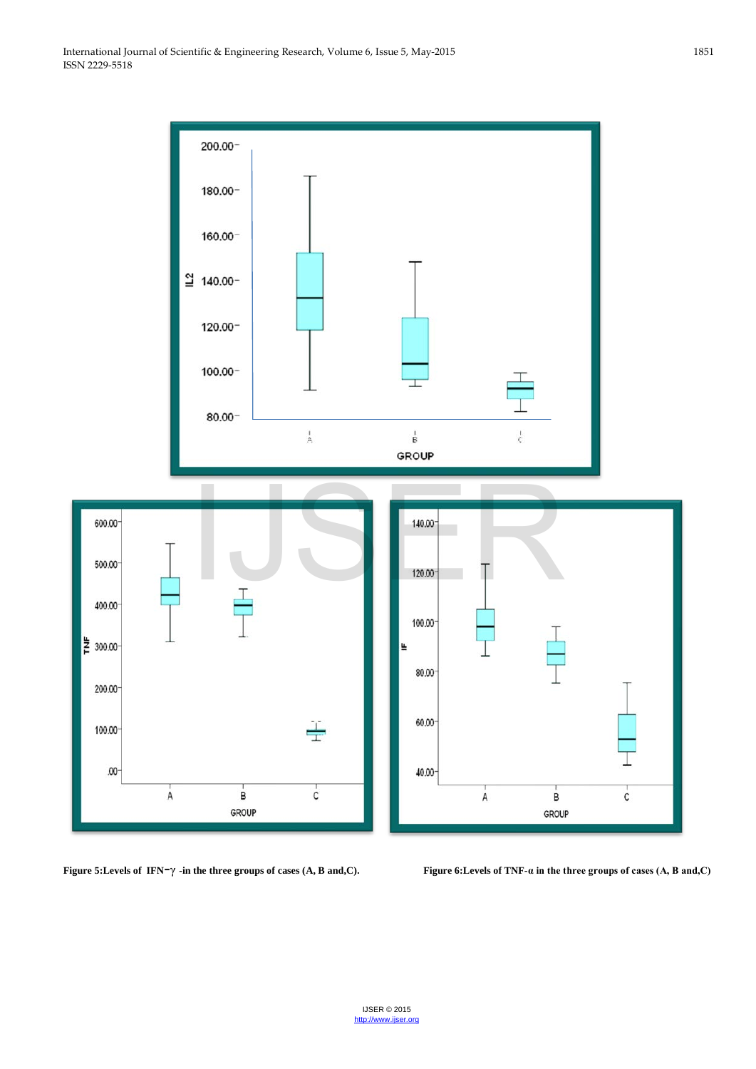**Figure 5:Levels of IFN−γ -in the three groups of cases (A, B and,C).**

**Figure 6:Levels of TNF-α in the three groups of cases (A, B and,C)**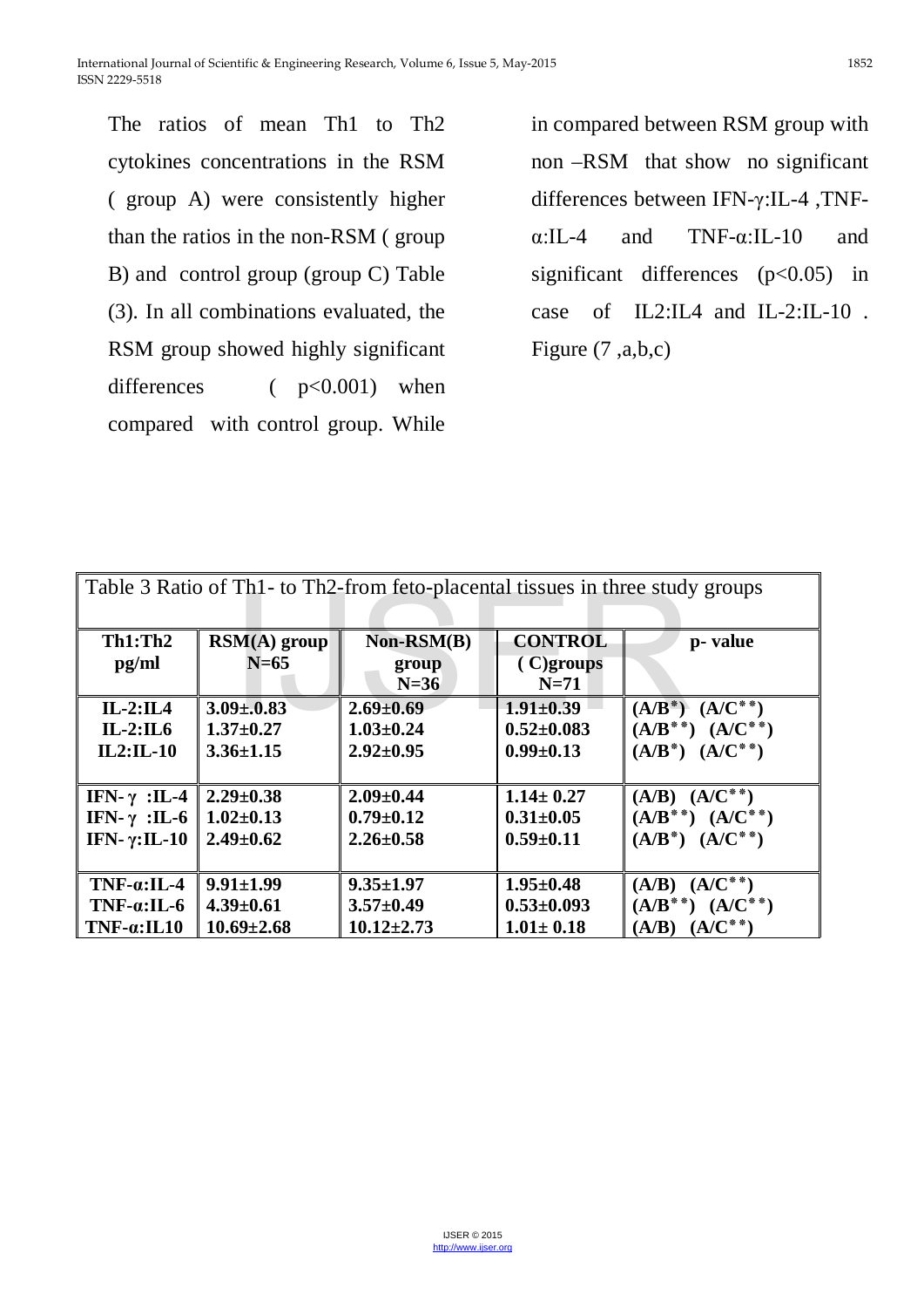The ratios of mean Th1 to Th2 cytokines concentrations in the RSM ( group A) were consistently higher than the ratios in the non-RSM ( group B) and control group (group C) Table (3). In all combinations evaluated, the RSM group showed highly significant differences ( $p<0.001$) when compared with control group. While in compared between RSM group with non –RSM that show no significant differences between IFN-γ:IL-4 ,TNF-α:IL-4 and TNF-α:IL-10 and significant differences ($p<0.05$) in case of IL2:IL4 and IL-2:IL-10 . Figure (7 ,a,b,c)

Table 3 Ratio of Th1- to Th2-from feto-placental tissues in three study groups

| Th1:Th2 pg/ml | RSM(A) group N=65 | Non-RSM(B) group N=36 | CONTROL ( C)groups N=71 | p- value |
|---|---|---|---|---|
| **IL-2:IL4** | **3.09±.0.83** | **2.69±0.69** | **1.91±0.39** | **($A/B^{*}$) ($A/C^{**}$)** |
| **IL-2:IL6** | **1.37±0.27** | **1.03±0.24** | **0.52±0.083** | **($A/B^{**}$) ($A/C^{**}$)** |
| **IL2:IL-10** | **3.36±1.15** | **2.92±0.95** | **0.99±0.13** | **($A/B^{*}$) ($A/C^{**}$)** |
| **IFN- γ :IL-4** | **2.29±0.38** | **2.09±0.44** | **1.14± 0.27** | **(A/B) ($A/C^{**}$)** |
| **IFN- γ :IL-6** | **1.02±0.13** | **0.79±0.12** | **0.31±0.05** | **($A/B^{**}$) ($A/C^{**}$)** |
| **IFN- γ:IL-10** | **2.49±0.62** | **2.26±0.58** | **0.59±0.11** | **($A/B^{*}$) ($A/C^{**}$)** |
| **TNF-α:IL-4** | **9.91±1.99** | **9.35±1.97** | **1.95±0.48** | **(A/B) ($A/C^{**}$)** |
| **TNF-α:IL-6** | **4.39±0.61** | **3.57±0.49** | **0.53±0.093** | **($A/B^{**}$) ($A/C^{**}$)** |
| **TNF-α:IL10** | **10.69±2.68** | **10.12±2.73** | **1.01± 0.18** | **(A/B) ($A/C^{**}$)** |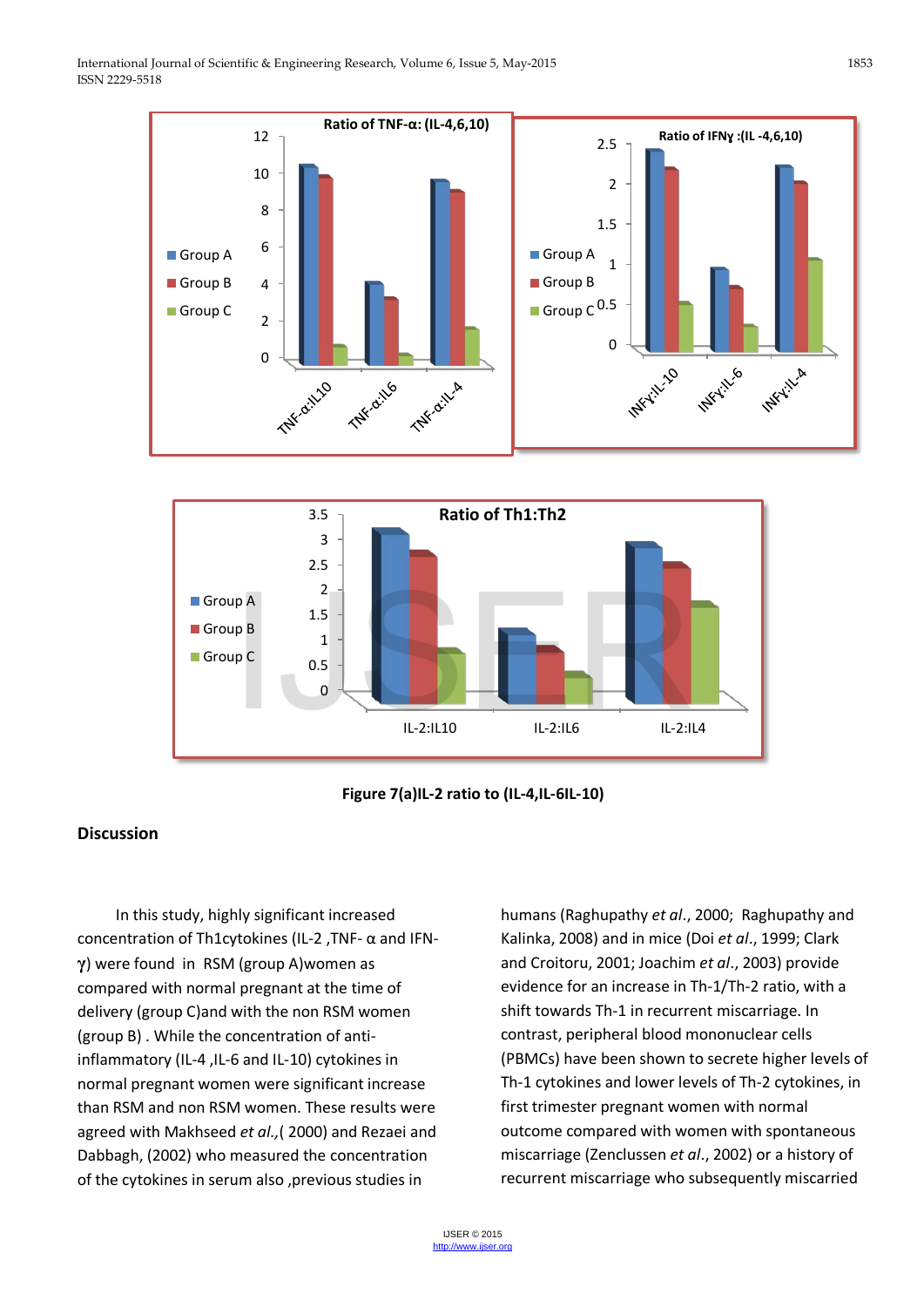Figure 7(a)IL-2 ratio to (IL-4,IL-6IL-10)

## Discussion

In this study, highly significant increased concentration of Th1cytokines (IL-2 ,TNF- α and IFN-γ) were found in RSM (group A)women as compared with normal pregnant at the time of delivery (group C)and with the non RSM women (group B) . While the concentration of anti-inflammatory (IL-4 ,IL-6 and IL-10) cytokines in normal pregnant women were significant increase than RSM and non RSM women. These results were agreed with Makhseed *et al.,*( 2000) and Rezaei and Dabbagh, (2002) who measured the concentration of the cytokines in serum also ,previous studies in humans (Raghupathy *et al*., 2000; Raghupathy and Kalinka, 2008) and in mice (Doi *et al*., 1999; Clark and Croitoru, 2001; Joachim *et al*., 2003) provide evidence for an increase in Th-1/Th-2 ratio, with a shift towards Th-1 in recurrent miscarriage. In contrast, peripheral blood mononuclear cells (PBMCs) have been shown to secrete higher levels of Th-1 cytokines and lower levels of Th-2 cytokines, in first trimester pregnant women with normal outcome compared with women with spontaneous miscarriage (Zenclussen *et al*., 2002) or a history of recurrent miscarriage who subsequently miscarried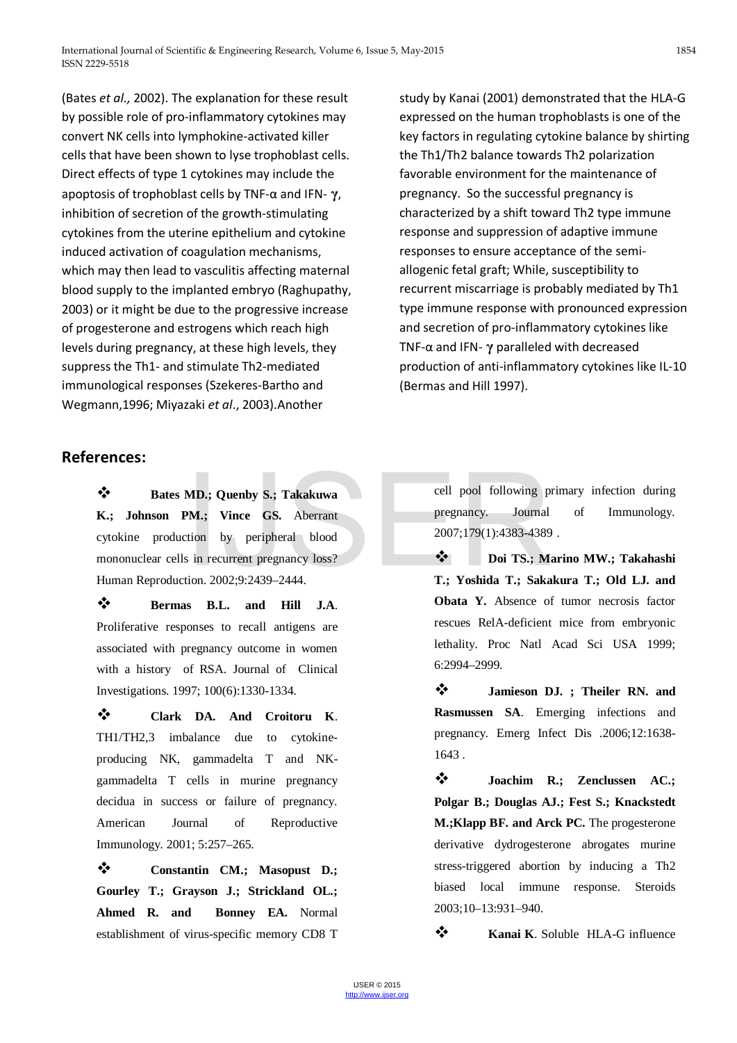(Bates *et al.,* 2002). The explanation for these result by possible role of pro-inflammatory cytokines may convert NK cells into lymphokine-activated killer cells that have been shown to lyse trophoblast cells. Direct effects of type 1 cytokines may include the apoptosis of trophoblast cells by TNF-α and IFN- γ, inhibition of secretion of the growth-stimulating cytokines from the uterine epithelium and cytokine induced activation of coagulation mechanisms, which may then lead to vasculitis affecting maternal blood supply to the implanted embryo (Raghupathy, 2003) or it might be due to the progressive increase of progesterone and estrogens which reach high levels during pregnancy, at these high levels, they suppress the Th1- and stimulate Th2-mediated immunological responses (Szekeres-Bartho and Wegmann,1996; Miyazaki *et al*., 2003).Another study by Kanai (2001) demonstrated that the HLA-G expressed on the human trophoblasts is one of the key factors in regulating cytokine balance by shirting the Th1/Th2 balance towards Th2 polarization favorable environment for the maintenance of pregnancy. So the successful pregnancy is characterized by a shift toward Th2 type immune response and suppression of adaptive immune responses to ensure acceptance of the semi-allogenic fetal graft; While, susceptibility to recurrent miscarriage is probably mediated by Th1 type immune response with pronounced expression and secretion of pro-inflammatory cytokines like TNF-α and IFN- γ paralleled with decreased production of anti-inflammatory cytokines like IL-10 (Bermas and Hill 1997).

## References:

- **Bates MD.; Quenby S.; Takakuwa K.; Johnson PM.; Vince GS.** Aberrant cytokine production by peripheral blood mononuclear cells in recurrent pregnancy loss? Human Reproduction. 2002;9:2439–2444.
- **Bermas B.L. and Hill J.A**. Proliferative responses to recall antigens are associated with pregnancy outcome in women with a history of RSA. Journal of Clinical Investigations. 1997; 100(6):1330-1334.
- **Clark DA. And Croitoru K**. TH1/TH2,3 imbalance due to cytokine-producing NK, gammadelta T and NK-gammadelta T cells in murine pregnancy decidua in success or failure of pregnancy. American Journal of Reproductive Immunology. 2001; 5:257–265.
- **Constantin CM.; Masopust D.; Gourley T.; Grayson J.; Strickland OL.; Ahmed R. and Bonney EA.** Normal establishment of virus-specific memory CD8 T cell pool following primary infection during pregnancy. Journal of Immunology. 2007;179(1):4383-4389 .
- **Doi TS.; Marino MW.; Takahashi T.; Yoshida T.; Sakakura T.; Old LJ. and Obata Y.** Absence of tumor necrosis factor rescues RelA-deficient mice from embryonic lethality. Proc Natl Acad Sci USA 1999; 6:2994–2999.
- **Jamieson DJ. ; Theiler RN. and Rasmussen SA**. Emerging infections and pregnancy. Emerg Infect Dis .2006;12:1638-1643 .
- **Joachim R.; Zenclussen AC.; Polgar B.; Douglas AJ.; Fest S.; Knackstedt M.;Klapp BF. and Arck PC.** The progesterone derivative dydrogesterone abrogates murine stress-triggered abortion by inducing a Th2 biased local immune response. Steroids 2003;10–13:931–940.
- **Kanai K**. Soluble HLA-G influence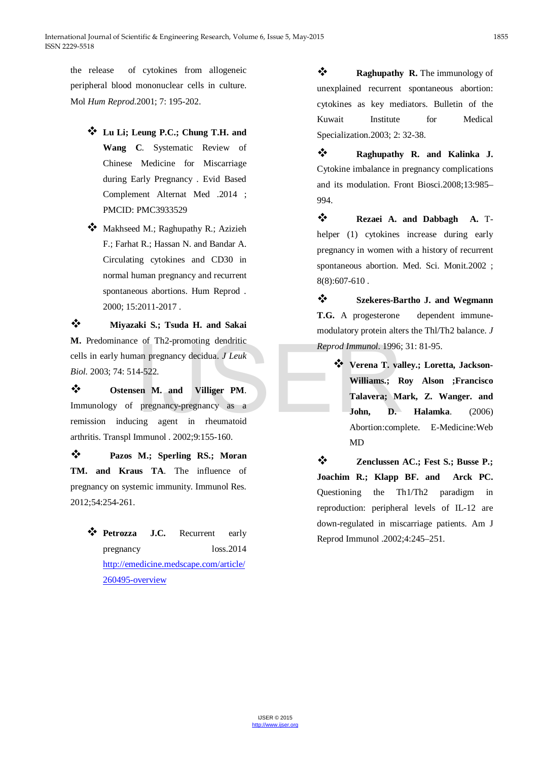the release of cytokines from allogeneic peripheral blood mononuclear cells in culture. Mol *Hum Reprod*.2001; 7: 195-202.

- ❖ **Lu Li; Leung P.C.; Chung T.H. and Wang C**. Systematic Review of Chinese Medicine for Miscarriage during Early Pregnancy . Evid Based Complement Alternat Med .2014 ; PMCID: PMC3933529
- ❖ Makhseed M.; Raghupathy R.; Azizieh F.; Farhat R.; Hassan N. and Bandar A. Circulating cytokines and CD30 in normal human pregnancy and recurrent spontaneous abortions. Hum Reprod . 2000; 15:2011-2017 .

❖ **Miyazaki S.; Tsuda H. and Sakai M.** Predominance of Th2-promoting dendritic cells in early human pregnancy decidua. *J Leuk Biol.* 2003; 74: 514-522.

❖ **Ostensen M. and Villiger PM**. Immunology of pregnancy-pregnancy as a remission inducing agent in rheumatoid arthritis. Transpl Immunol . 2002;9:155-160.

❖ **Pazos M.; Sperling RS.; Moran TM. and Kraus TA**. The influence of pregnancy on systemic immunity. Immunol Res. 2012;54:254-261.

- ❖ **Petrozza J.C.** Recurrent early pregnancy loss.2014 [http://emedicine.medscape.com/article/260495-overview](http://emedicine.medscape.com/article/260495-overview)

❖ **Raghupathy R.** The immunology of unexplained recurrent spontaneous abortion: cytokines as key mediators. Bulletin of the Kuwait Institute for Medical Specialization.2003; 2: 32-38.

❖ **Raghupathy R. and Kalinka J.** Cytokine imbalance in pregnancy complications and its modulation. Front Biosci.2008;13:985–994.

❖ **Rezaei A. and Dabbagh A.** T-helper (1) cytokines increase during early pregnancy in women with a history of recurrent spontaneous abortion. Med. Sci. Monit.2002 ; 8(8):607-610 .

❖ **Szekeres-Bartho J. and Wegmann T.G.** A progesterone dependent immune-modulatory protein alters the Thl/Th2 balance. *J Reprod Immunol.* 1996; 31: 81-95.

- ❖ **Verena T. valley.; Loretta, Jackson-Williams.; Roy Alson ;Francisco Talavera; Mark, Z. Wanger. and John, D. Halamka**. (2006) Abortion:complete. E-Medicine:Web MD

❖ **Zenclussen AC.; Fest S.; Busse P.; Joachim R.; Klapp BF. and Arck PC.** Questioning the Th1/Th2 paradigm in reproduction: peripheral levels of IL-12 are down-regulated in miscarriage patients. Am J Reprod Immunol .2002;4:245–251.